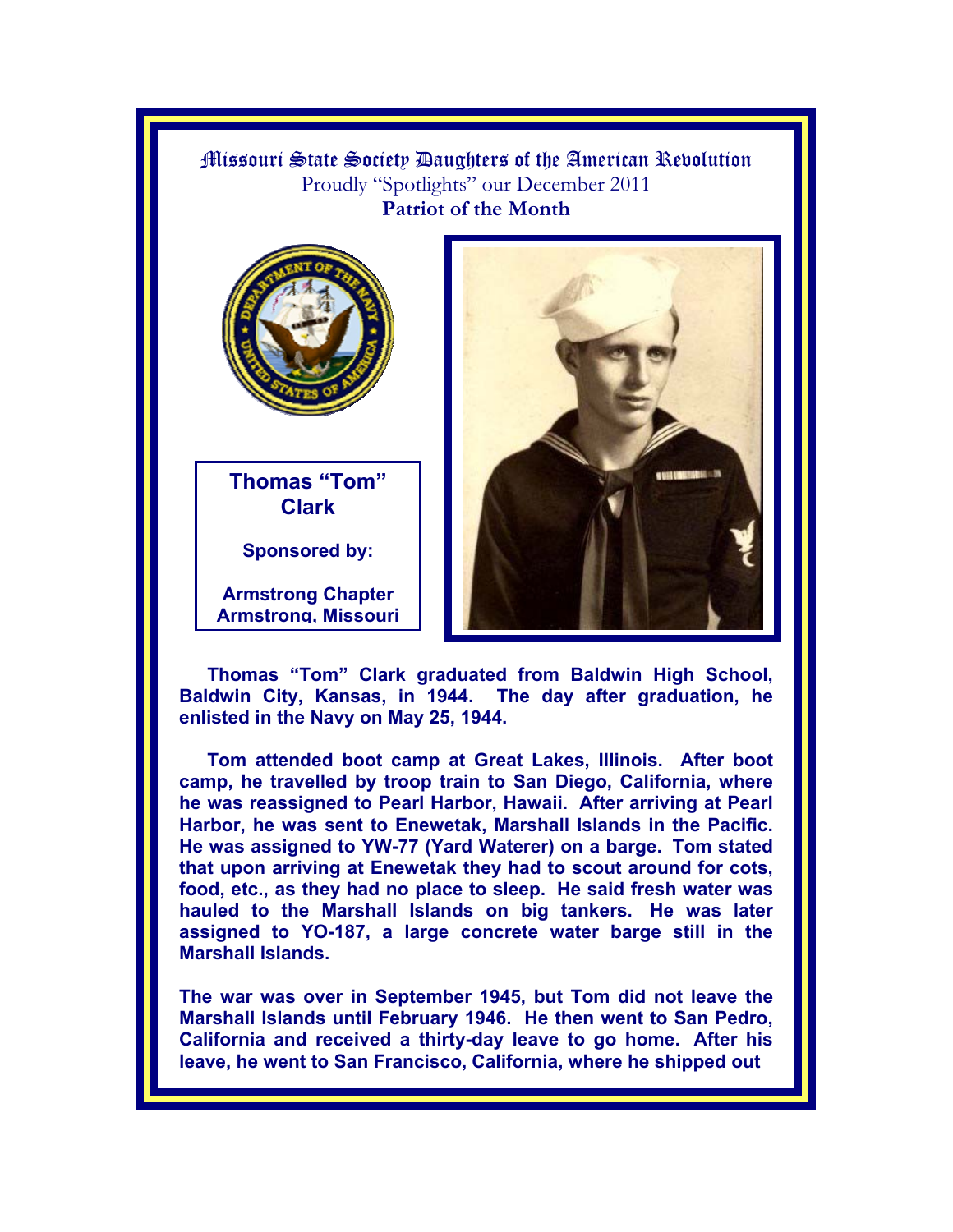# Missouri State Society Daughters of the American Revolution

Proudly "Spotlights" our December 2011

**Patriot of the Month**

**Thomas "Tom" Clark**

**Sponsored by:**

**Armstrong Chapter**
**Armstrong, Missouri**

**Thomas "Tom" Clark graduated from Baldwin High School, Baldwin City, Kansas, in 1944. The day after graduation, he enlisted in the Navy on May 25, 1944.**

**Tom attended boot camp at Great Lakes, Illinois. After boot camp, he travelled by troop train to San Diego, California, where he was reassigned to Pearl Harbor, Hawaii. After arriving at Pearl Harbor, he was sent to Enewetak, Marshall Islands in the Pacific. He was assigned to YW-77 (Yard Waterer) on a barge. Tom stated that upon arriving at Enewetak they had to scout around for cots, food, etc., as they had no place to sleep. He said fresh water was hauled to the Marshall Islands on big tankers. He was later assigned to YO-187, a large concrete water barge still in the Marshall Islands.**

**The war was over in September 1945, but Tom did not leave the Marshall Islands until February 1946. He then went to San Pedro, California and received a thirty-day leave to go home. After his leave, he went to San Francisco, California, where he shipped out**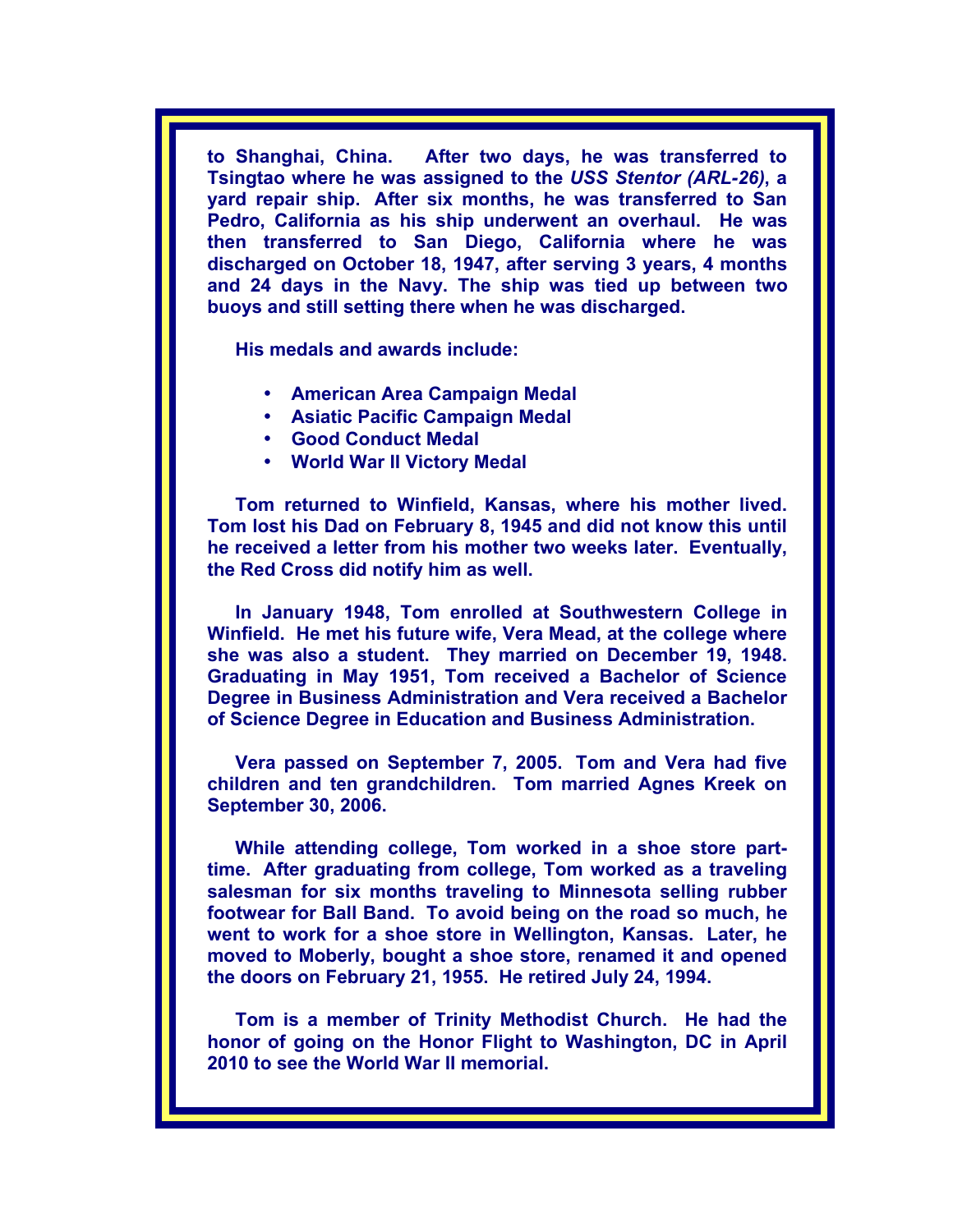**to Shanghai, China. After two days, he was transferred to Tsingtao where he was assigned to the *USS Stentor (ARL-26)*, a yard repair ship. After six months, he was transferred to San Pedro, California as his ship underwent an overhaul. He was then transferred to San Diego, California where he was discharged on October 18, 1947, after serving 3 years, 4 months and 24 days in the Navy. The ship was tied up between two buoys and still setting there when he was discharged.**

**His medals and awards include:**

- **American Area Campaign Medal**
- **Asiatic Pacific Campaign Medal**
- **Good Conduct Medal**
- **World War II Victory Medal**

**Tom returned to Winfield, Kansas, where his mother lived. Tom lost his Dad on February 8, 1945 and did not know this until he received a letter from his mother two weeks later. Eventually, the Red Cross did notify him as well.**

**In January 1948, Tom enrolled at Southwestern College in Winfield. He met his future wife, Vera Mead, at the college where she was also a student. They married on December 19, 1948. Graduating in May 1951, Tom received a Bachelor of Science Degree in Business Administration and Vera received a Bachelor of Science Degree in Education and Business Administration.**

**Vera passed on September 7, 2005. Tom and Vera had five children and ten grandchildren. Tom married Agnes Kreek on September 30, 2006.**

**While attending college, Tom worked in a shoe store part-time. After graduating from college, Tom worked as a traveling salesman for six months traveling to Minnesota selling rubber footwear for Ball Band. To avoid being on the road so much, he went to work for a shoe store in Wellington, Kansas. Later, he moved to Moberly, bought a shoe store, renamed it and opened the doors on February 21, 1955. He retired July 24, 1994.**

**Tom is a member of Trinity Methodist Church. He had the honor of going on the Honor Flight to Washington, DC in April 2010 to see the World War II memorial.**